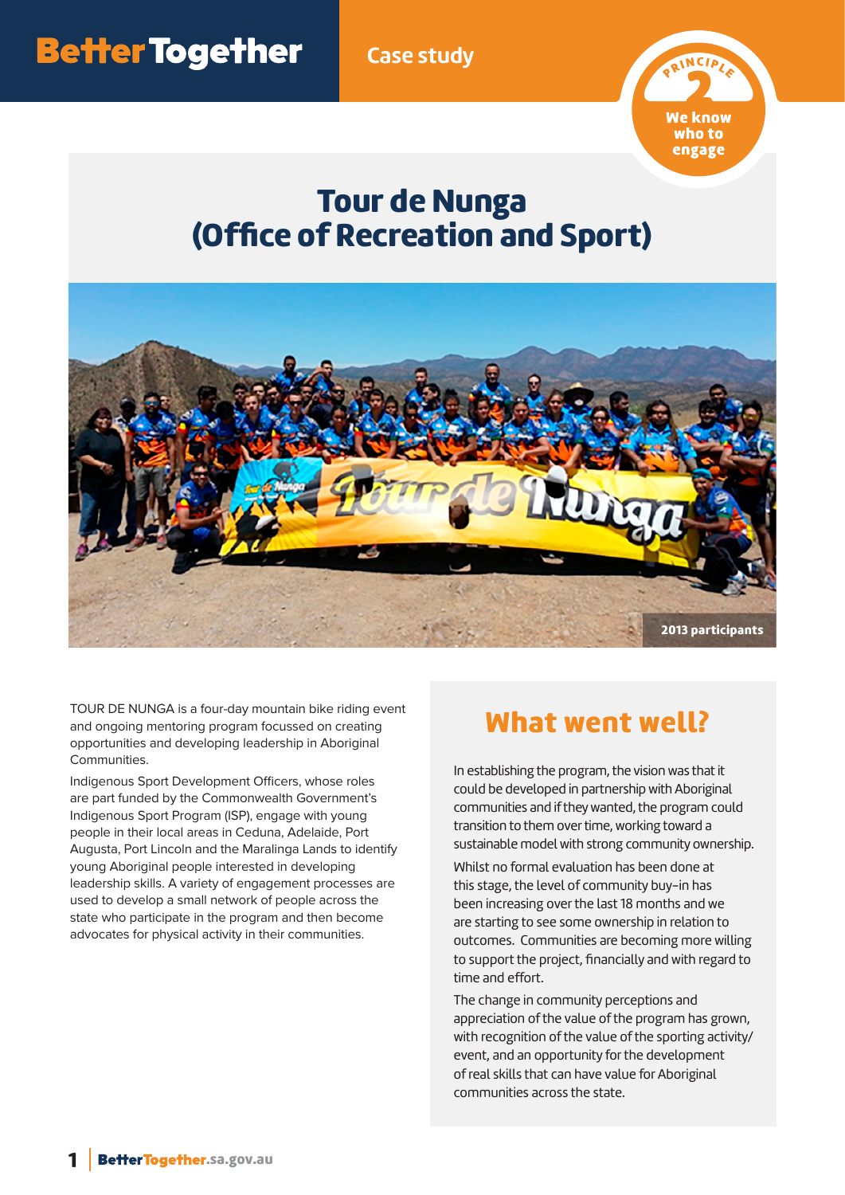Better Together

Case study

PRINCIPLE 2 We know who to engage

# Tour de Nunga (Office of Recreation and Sport)

2013 participants

TOUR DE NUNGA is a four-day mountain bike riding event and ongoing mentoring program focussed on creating opportunities and developing leadership in Aboriginal Communities.

Indigenous Sport Development Officers, whose roles are part funded by the Commonwealth Government's Indigenous Sport Program (ISP), engage with young people in their local areas in Ceduna, Adelaide, Port Augusta, Port Lincoln and the Maralinga Lands to identify young Aboriginal people interested in developing leadership skills. A variety of engagement processes are used to develop a small network of people across the state who participate in the program and then become advocates for physical activity in their communities.

## What went well?

In establishing the program, the vision was that it could be developed in partnership with Aboriginal communities and if they wanted, the program could transition to them over time, working toward a sustainable model with strong community ownership.

Whilst no formal evaluation has been done at this stage, the level of community buy-in has been increasing over the last 18 months and we are starting to see some ownership in relation to outcomes. Communities are becoming more willing to support the project, financially and with regard to time and effort.

The change in community perceptions and appreciation of the value of the program has grown, with recognition of the value of the sporting activity/event, and an opportunity for the development of real skills that can have value for Aboriginal communities across the state.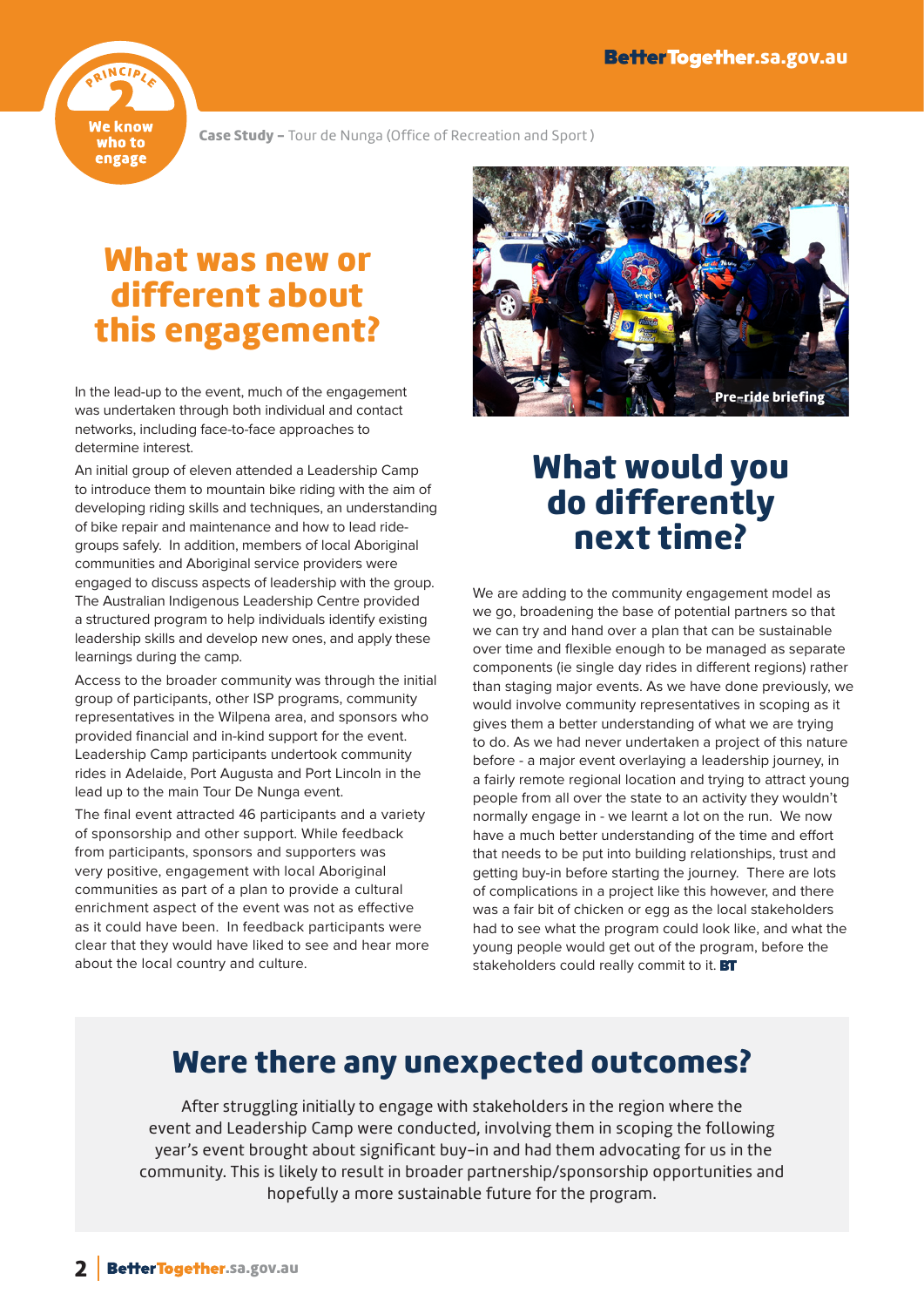Principle 2 — We know who to engage

**Case Study –** Tour de Nunga (Office of Recreation and Sport )

## What was new or different about this engagement?

In the lead-up to the event, much of the engagement was undertaken through both individual and contact networks, including face-to-face approaches to determine interest.

An initial group of eleven attended a Leadership Camp to introduce them to mountain bike riding with the aim of developing riding skills and techniques, an understanding of bike repair and maintenance and how to lead ride-groups safely. In addition, members of local Aboriginal communities and Aboriginal service providers were engaged to discuss aspects of leadership with the group. The Australian Indigenous Leadership Centre provided a structured program to help individuals identify existing leadership skills and develop new ones, and apply these learnings during the camp.

Access to the broader community was through the initial group of participants, other ISP programs, community representatives in the Wilpena area, and sponsors who provided financial and in-kind support for the event. Leadership Camp participants undertook community rides in Adelaide, Port Augusta and Port Lincoln in the lead up to the main Tour De Nunga event.

The final event attracted 46 participants and a variety of sponsorship and other support. While feedback from participants, sponsors and supporters was very positive, engagement with local Aboriginal communities as part of a plan to provide a cultural enrichment aspect of the event was not as effective as it could have been. In feedback participants were clear that they would have liked to see and hear more about the local country and culture.

Pre-ride briefing

## What would you do differently next time?

We are adding to the community engagement model as we go, broadening the base of potential partners so that we can try and hand over a plan that can be sustainable over time and flexible enough to be managed as separate components (ie single day rides in different regions) rather than staging major events. As we have done previously, we would involve community representatives in scoping as it gives them a better understanding of what we are trying to do. As we had never undertaken a project of this nature before - a major event overlaying a leadership journey, in a fairly remote regional location and trying to attract young people from all over the state to an activity they wouldn't normally engage in - we learnt a lot on the run. We now have a much better understanding of the time and effort that needs to be put into building relationships, trust and getting buy-in before starting the journey. There are lots of complications in a project like this however, and there was a fair bit of chicken or egg as the local stakeholders had to see what the program could look like, and what the young people would get out of the program, before the stakeholders could really commit to it. **BT**

## Were there any unexpected outcomes?

After struggling initially to engage with stakeholders in the region where the event and Leadership Camp were conducted, involving them in scoping the following year's event brought about significant buy-in and had them advocating for us in the community. This is likely to result in broader partnership/sponsorship opportunities and hopefully a more sustainable future for the program.